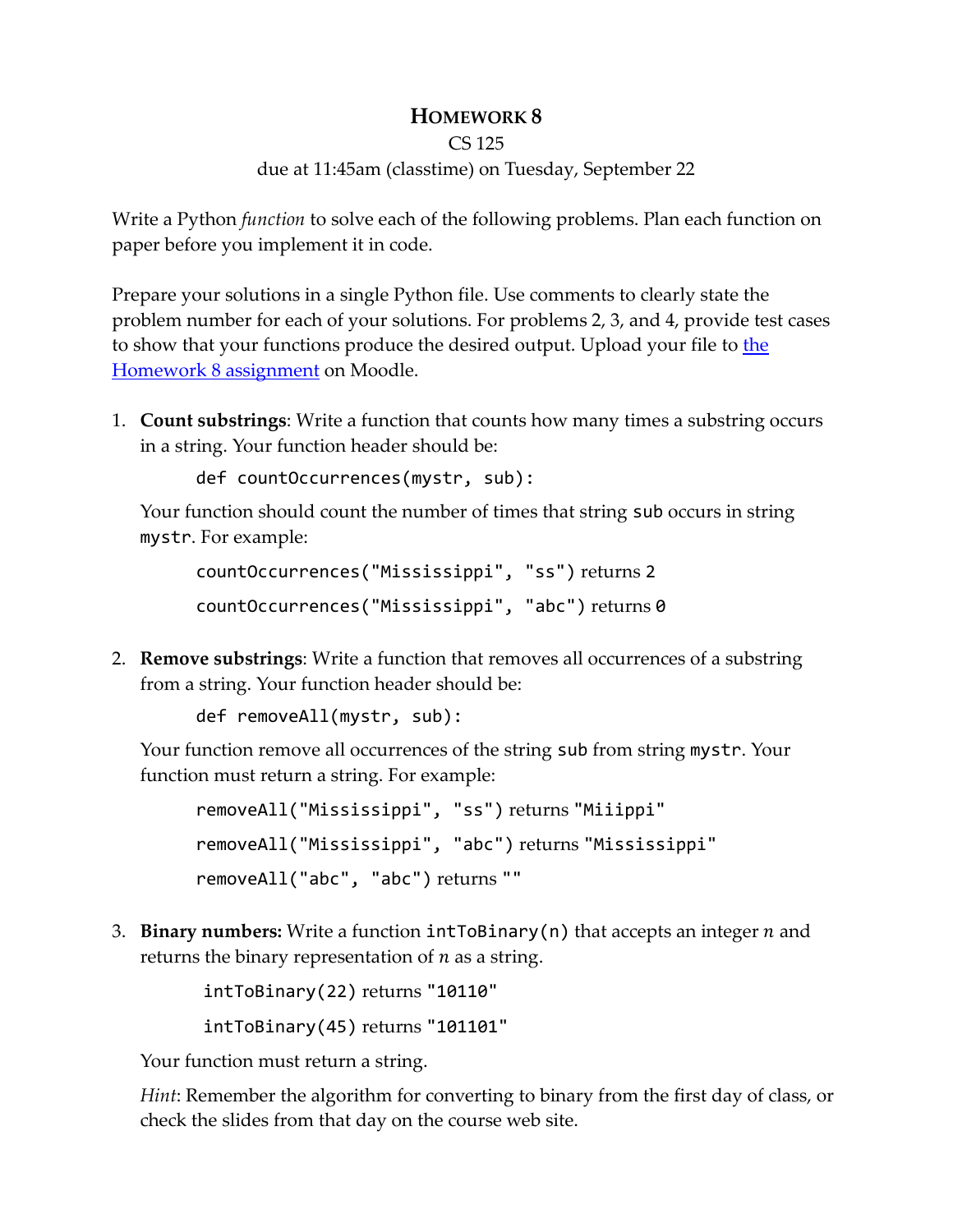# HOMEWORK 8

CS 125

due at 11:45am (classtime) on Tuesday, September 22

Write a Python *function* to solve each of the following problems. Plan each function on paper before you implement it in code.

Prepare your solutions in a single Python file. Use comments to clearly state the problem number for each of your solutions. For problems 2, 3, and 4, provide test cases to show that your functions produce the desired output. Upload your file to the Homework 8 assignment on Moodle.

1. **Count substrings**: Write a function that counts how many times a substring occurs in a string. Your function header should be:

   ```
   def countOccurrences(mystr, sub):
   ```

   Your function should count the number of times that string `sub` occurs in string `mystr`. For example:

   `countOccurrences("Mississippi", "ss")` returns `2`

   `countOccurrences("Mississippi", "abc")` returns `0`

2. **Remove substrings**: Write a function that removes all occurrences of a substring from a string. Your function header should be:

   ```
   def removeAll(mystr, sub):
   ```

   Your function remove all occurrences of the string `sub` from string `mystr`. Your function must return a string. For example:

   `removeAll("Mississippi", "ss")` returns `"Miiippi"`

   `removeAll("Mississippi", "abc")` returns `"Mississippi"`

   `removeAll("abc", "abc")` returns `""`

3. **Binary numbers:** Write a function `intToBinary(n)` that accepts an integer $n$ and returns the binary representation of $n$ as a string.

   `intToBinary(22)` returns `"10110"`

   `intToBinary(45)` returns `"101101"`

   Your function must return a string.

   *Hint*: Remember the algorithm for converting to binary from the first day of class, or check the slides from that day on the course web site.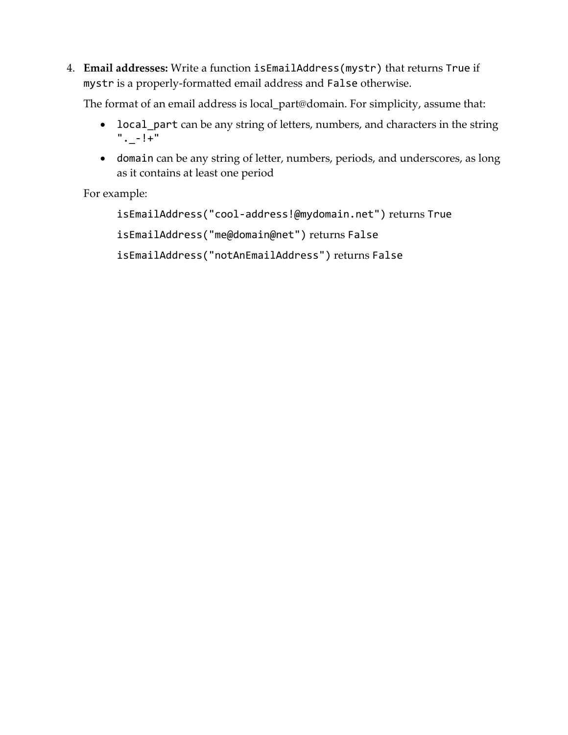4. **Email addresses:** Write a function `isEmailAddress(mystr)` that returns `True` if `mystr` is a properly-formatted email address and `False` otherwise.

   The format of an email address is local_part@domain. For simplicity, assume that:

   - `local_part` can be any string of letters, numbers, and characters in the string `"._-!+"`
   - `domain` can be any string of letter, numbers, periods, and underscores, as long as it contains at least one period

   For example:

   > `isEmailAddress("cool-address!@mydomain.net")` returns `True`
   >
   > `isEmailAddress("me@domain@net")` returns `False`
   >
   > `isEmailAddress("notAnEmailAddress")` returns `False`